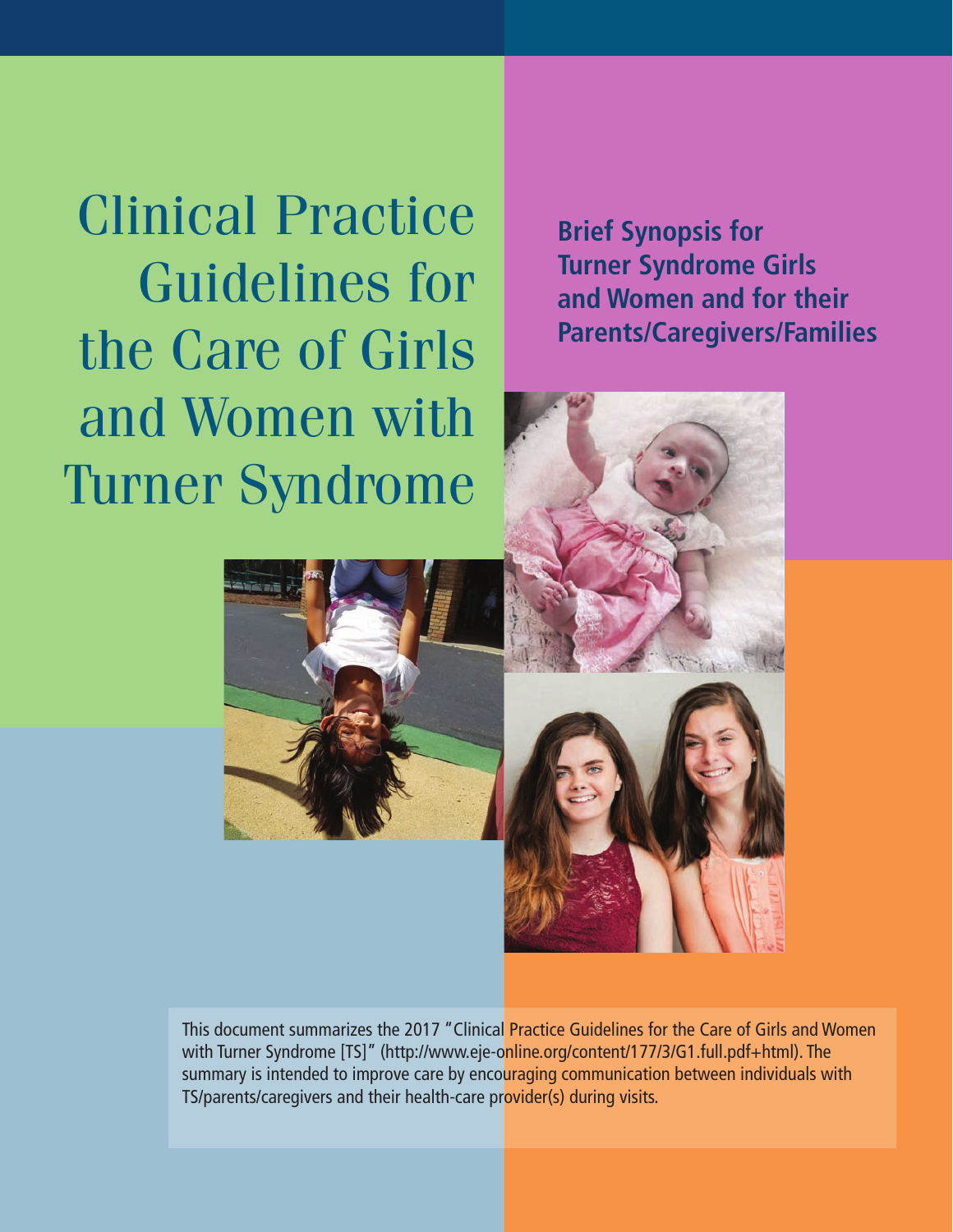# Clinical Practice Guidelines for the Care of Girls and Women with Turner Syndrome

**Brief Synopsis for Turner Syndrome Girls and Women and for their Parents/Caregivers/Families**

This document summarizes the 2017 "Clinical Practice Guidelines for the Care of Girls and Women with Turner Syndrome [TS]" (http://www.eje-online.org/content/177/3/G1.full.pdf+html). The summary is intended to improve care by encouraging communication between individuals with TS/parents/caregivers and their health-care provider(s) during visits.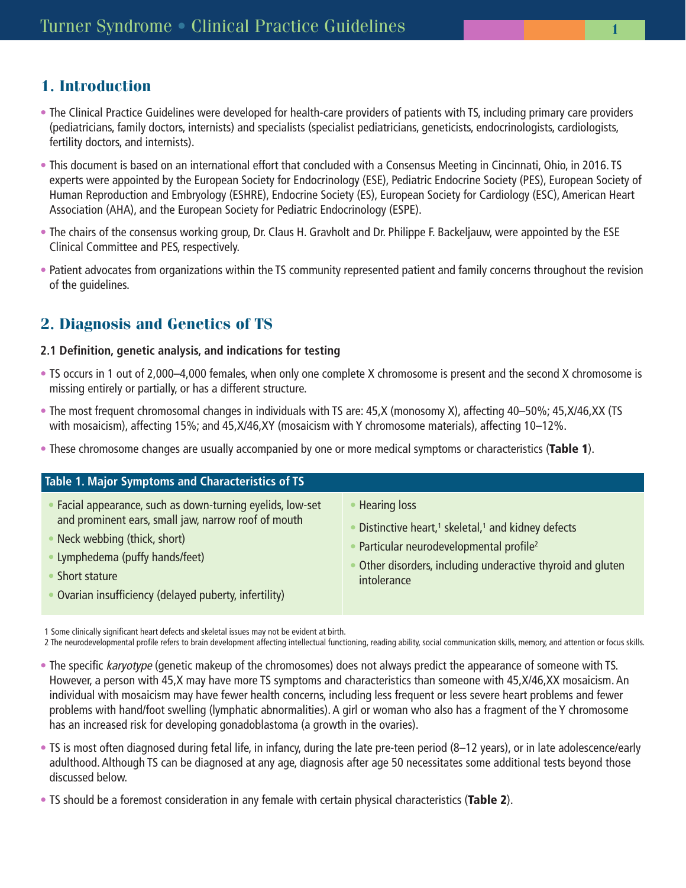## 1. Introduction

- The Clinical Practice Guidelines were developed for health-care providers of patients with TS, including primary care providers (pediatricians, family doctors, internists) and specialists (specialist pediatricians, geneticists, endocrinologists, cardiologists, fertility doctors, and internists).
- This document is based on an international effort that concluded with a Consensus Meeting in Cincinnati, Ohio, in 2016. TS experts were appointed by the European Society for Endocrinology (ESE), Pediatric Endocrine Society (PES), European Society of Human Reproduction and Embryology (ESHRE), Endocrine Society (ES), European Society for Cardiology (ESC), American Heart Association (AHA), and the European Society for Pediatric Endocrinology (ESPE).
- The chairs of the consensus working group, Dr. Claus H. Gravholt and Dr. Philippe F. Backeljauw, were appointed by the ESE Clinical Committee and PES, respectively.
- Patient advocates from organizations within the TS community represented patient and family concerns throughout the revision of the guidelines.

## 2. Diagnosis and Genetics of TS

### 2.1 Definition, genetic analysis, and indications for testing

- TS occurs in 1 out of 2,000–4,000 females, when only one complete X chromosome is present and the second X chromosome is missing entirely or partially, or has a different structure.
- The most frequent chromosomal changes in individuals with TS are: 45,X (monosomy X), affecting 40–50%; 45,X/46,XX (TS with mosaicism), affecting 15%; and 45,X/46,XY (mosaicism with Y chromosome materials), affecting 10–12%.
- These chromosome changes are usually accompanied by one or more medical symptoms or characteristics (**Table 1**).

| Table 1. Major Symptoms and Characteristics of TS | |
|---|---|
| • Facial appearance, such as down-turning eyelids, low-set and prominent ears, small jaw, narrow roof of mouth | • Hearing loss |
| • Neck webbing (thick, short) | • Distinctive heart,[1] skeletal,[1] and kidney defects |
| • Lymphedema (puffy hands/feet) | • Particular neurodevelopmental profile[2] |
| • Short stature | • Other disorders, including underactive thyroid and gluten intolerance |
| • Ovarian insufficiency (delayed puberty, infertility) | |

1 Some clinically significant heart defects and skeletal issues may not be evident at birth.
2 The neurodevelopmental profile refers to brain development affecting intellectual functioning, reading ability, social communication skills, memory, and attention or focus skills.

- The specific *karyotype* (genetic makeup of the chromosomes) does not always predict the appearance of someone with TS. However, a person with 45,X may have more TS symptoms and characteristics than someone with 45,X/46,XX mosaicism. An individual with mosaicism may have fewer health concerns, including less frequent or less severe heart problems and fewer problems with hand/foot swelling (lymphatic abnormalities). A girl or woman who also has a fragment of the Y chromosome has an increased risk for developing gonadoblastoma (a growth in the ovaries).
- TS is most often diagnosed during fetal life, in infancy, during the late pre-teen period (8–12 years), or in late adolescence/early adulthood. Although TS can be diagnosed at any age, diagnosis after age 50 necessitates some additional tests beyond those discussed below.
- TS should be a foremost consideration in any female with certain physical characteristics (**Table 2**).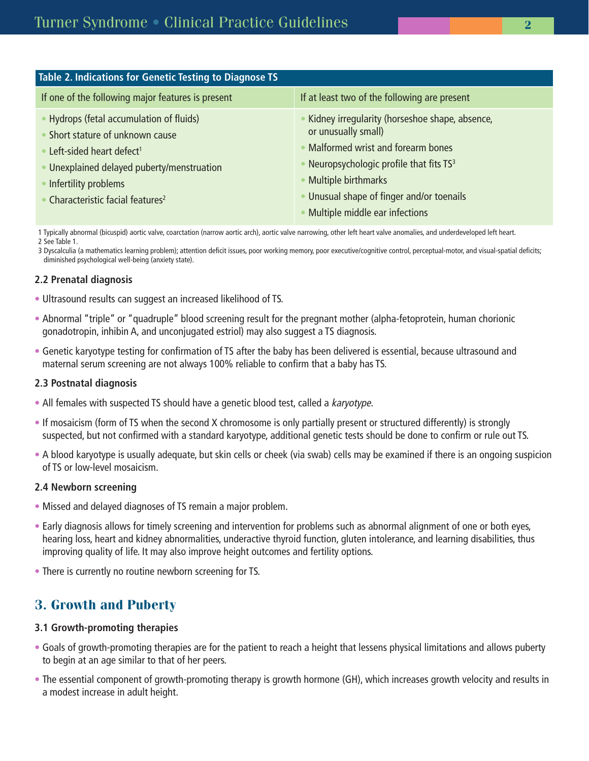**Table 2. Indications for Genetic Testing to Diagnose TS**

| If one of the following major features is present | If at least two of the following are present |
|---|---|
| • Hydrops (fetal accumulation of fluids)<br>• Short stature of unknown cause<br>• Left-sided heart defect[1]<br>• Unexplained delayed puberty/menstruation<br>• Infertility problems<br>• Characteristic facial features[2] | • Kidney irregularity (horseshoe shape, absence, or unusually small)<br>• Malformed wrist and forearm bones<br>• Neuropsychologic profile that fits TS[3]<br>• Multiple birthmarks<br>• Unusual shape of finger and/or toenails<br>• Multiple middle ear infections |

1 Typically abnormal (bicuspid) aortic valve, coarctation (narrow aortic arch), aortic valve narrowing, other left heart valve anomalies, and underdeveloped left heart.
2 See Table 1.
3 Dyscalculia (a mathematics learning problem); attention deficit issues, poor working memory, poor executive/cognitive control, perceptual-motor, and visual-spatial deficits; diminished psychological well-being (anxiety state).

### 2.2 Prenatal diagnosis

- Ultrasound results can suggest an increased likelihood of TS.
- Abnormal "triple" or "quadruple" blood screening result for the pregnant mother (alpha-fetoprotein, human chorionic gonadotropin, inhibin A, and unconjugated estriol) may also suggest a TS diagnosis.
- Genetic karyotype testing for confirmation of TS after the baby has been delivered is essential, because ultrasound and maternal serum screening are not always 100% reliable to confirm that a baby has TS.

### 2.3 Postnatal diagnosis

- All females with suspected TS should have a genetic blood test, called a *karyotype*.
- If mosaicism (form of TS when the second X chromosome is only partially present or structured differently) is strongly suspected, but not confirmed with a standard karyotype, additional genetic tests should be done to confirm or rule out TS.
- A blood karyotype is usually adequate, but skin cells or cheek (via swab) cells may be examined if there is an ongoing suspicion of TS or low-level mosaicism.

### 2.4 Newborn screening

- Missed and delayed diagnoses of TS remain a major problem.
- Early diagnosis allows for timely screening and intervention for problems such as abnormal alignment of one or both eyes, hearing loss, heart and kidney abnormalities, underactive thyroid function, gluten intolerance, and learning disabilities, thus improving quality of life. It may also improve height outcomes and fertility options.
- There is currently no routine newborn screening for TS.

## 3. Growth and Puberty

### 3.1 Growth-promoting therapies

- Goals of growth-promoting therapies are for the patient to reach a height that lessens physical limitations and allows puberty to begin at an age similar to that of her peers.
- The essential component of growth-promoting therapy is growth hormone (GH), which increases growth velocity and results in a modest increase in adult height.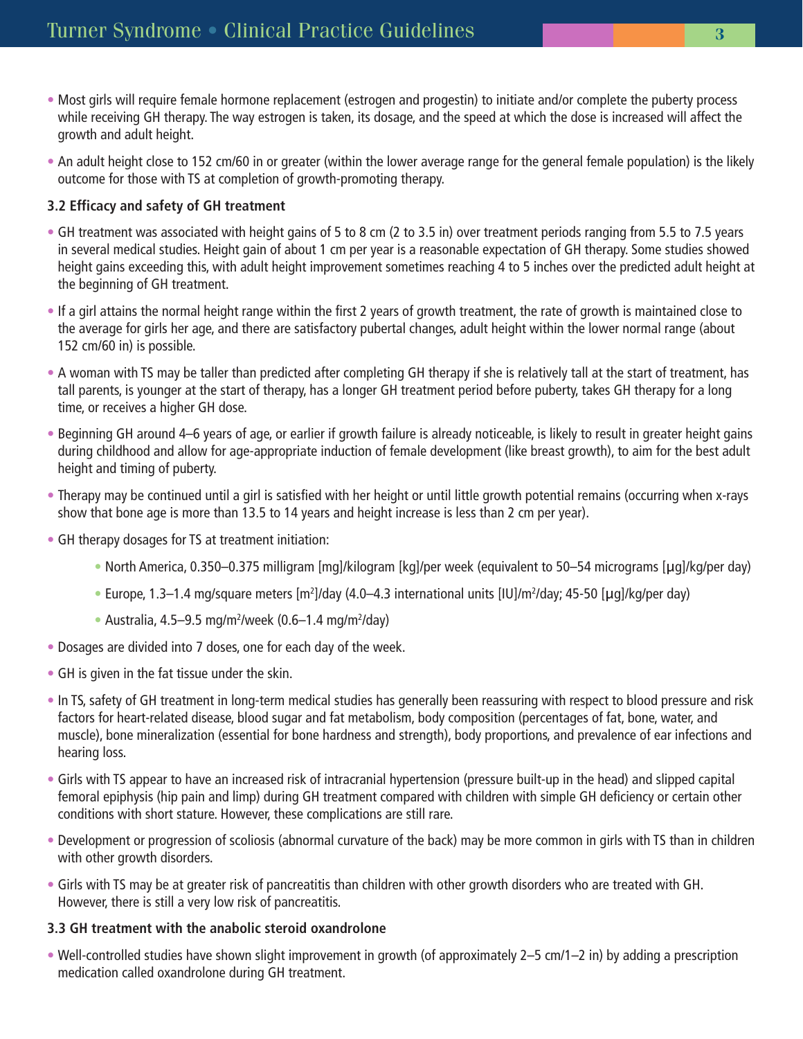- Most girls will require female hormone replacement (estrogen and progestin) to initiate and/or complete the puberty process while receiving GH therapy. The way estrogen is taken, its dosage, and the speed at which the dose is increased will affect the growth and adult height.
- An adult height close to 152 cm/60 in or greater (within the lower average range for the general female population) is the likely outcome for those with TS at completion of growth-promoting therapy.

### 3.2 Efficacy and safety of GH treatment

- GH treatment was associated with height gains of 5 to 8 cm (2 to 3.5 in) over treatment periods ranging from 5.5 to 7.5 years in several medical studies. Height gain of about 1 cm per year is a reasonable expectation of GH therapy. Some studies showed height gains exceeding this, with adult height improvement sometimes reaching 4 to 5 inches over the predicted adult height at the beginning of GH treatment.
- If a girl attains the normal height range within the first 2 years of growth treatment, the rate of growth is maintained close to the average for girls her age, and there are satisfactory pubertal changes, adult height within the lower normal range (about 152 cm/60 in) is possible.
- A woman with TS may be taller than predicted after completing GH therapy if she is relatively tall at the start of treatment, has tall parents, is younger at the start of therapy, has a longer GH treatment period before puberty, takes GH therapy for a long time, or receives a higher GH dose.
- Beginning GH around 4–6 years of age, or earlier if growth failure is already noticeable, is likely to result in greater height gains during childhood and allow for age-appropriate induction of female development (like breast growth), to aim for the best adult height and timing of puberty.
- Therapy may be continued until a girl is satisfied with her height or until little growth potential remains (occurring when x-rays show that bone age is more than 13.5 to 14 years and height increase is less than 2 cm per year).
- GH therapy dosages for TS at treatment initiation:
  - North America, 0.350–0.375 milligram [mg]/kilogram [kg]/per week (equivalent to 50–54 micrograms [μg]/kg/per day)
  - Europe, 1.3–1.4 mg/square meters [$m^2$]/day (4.0–4.3 international units [IU]/$m^2$/day; 45-50 [μg]/kg/per day)
  - Australia, 4.5–9.5 mg/$m^2$/week (0.6–1.4 mg/$m^2$/day)
- Dosages are divided into 7 doses, one for each day of the week.
- GH is given in the fat tissue under the skin.
- In TS, safety of GH treatment in long-term medical studies has generally been reassuring with respect to blood pressure and risk factors for heart-related disease, blood sugar and fat metabolism, body composition (percentages of fat, bone, water, and muscle), bone mineralization (essential for bone hardness and strength), body proportions, and prevalence of ear infections and hearing loss.
- Girls with TS appear to have an increased risk of intracranial hypertension (pressure built-up in the head) and slipped capital femoral epiphysis (hip pain and limp) during GH treatment compared with children with simple GH deficiency or certain other conditions with short stature. However, these complications are still rare.
- Development or progression of scoliosis (abnormal curvature of the back) may be more common in girls with TS than in children with other growth disorders.
- Girls with TS may be at greater risk of pancreatitis than children with other growth disorders who are treated with GH. However, there is still a very low risk of pancreatitis.

### 3.3 GH treatment with the anabolic steroid oxandrolone

- Well-controlled studies have shown slight improvement in growth (of approximately 2–5 cm/1–2 in) by adding a prescription medication called oxandrolone during GH treatment.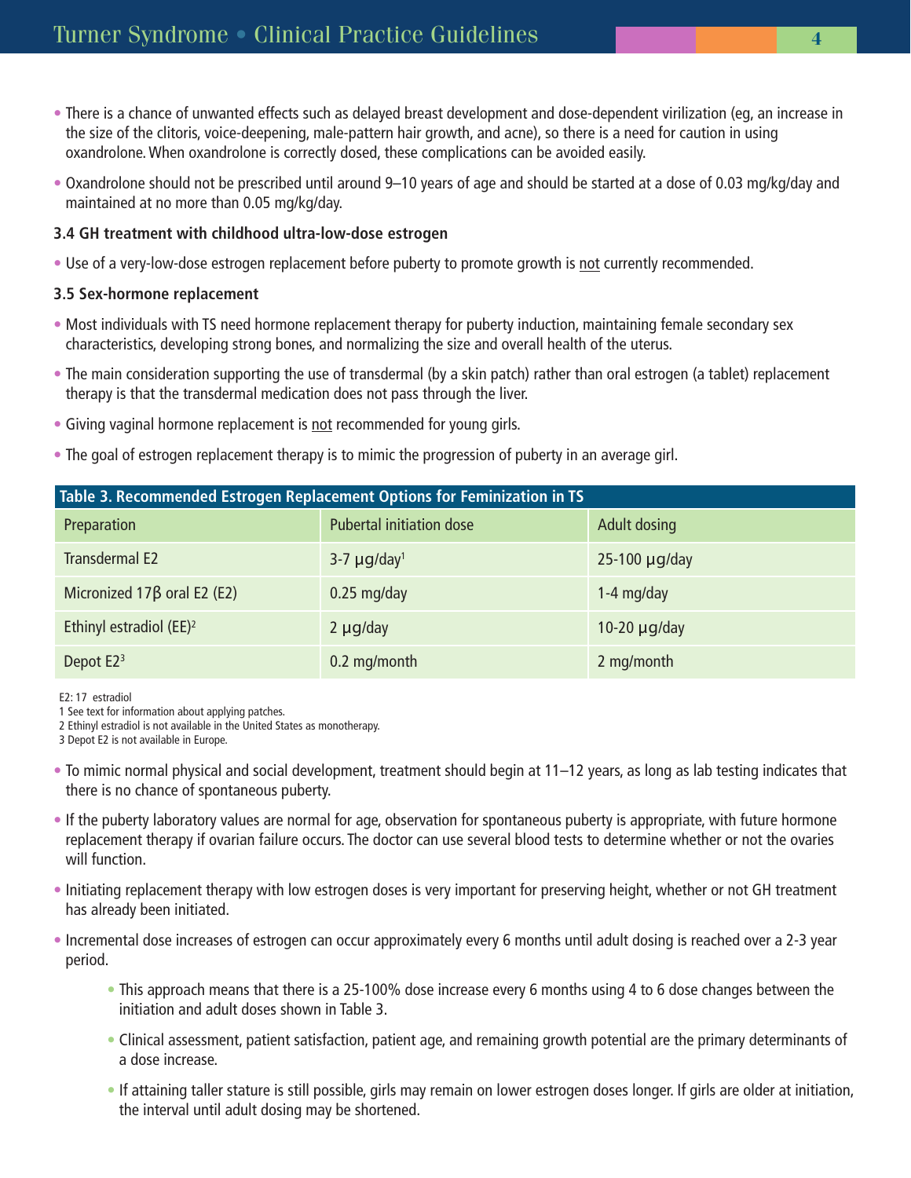- There is a chance of unwanted effects such as delayed breast development and dose-dependent virilization (eg, an increase in the size of the clitoris, voice-deepening, male-pattern hair growth, and acne), so there is a need for caution in using oxandrolone. When oxandrolone is correctly dosed, these complications can be avoided easily.
- Oxandrolone should not be prescribed until around 9–10 years of age and should be started at a dose of 0.03 mg/kg/day and maintained at no more than 0.05 mg/kg/day.

**3.4 GH treatment with childhood ultra-low-dose estrogen**

- Use of a very-low-dose estrogen replacement before puberty to promote growth is not currently recommended.

**3.5 Sex-hormone replacement**

- Most individuals with TS need hormone replacement therapy for puberty induction, maintaining female secondary sex characteristics, developing strong bones, and normalizing the size and overall health of the uterus.
- The main consideration supporting the use of transdermal (by a skin patch) rather than oral estrogen (a tablet) replacement therapy is that the transdermal medication does not pass through the liver.
- Giving vaginal hormone replacement is not recommended for young girls.
- The goal of estrogen replacement therapy is to mimic the progression of puberty in an average girl.

**Table 3. Recommended Estrogen Replacement Options for Feminization in TS**

| Preparation | Pubertal initiation dose | Adult dosing |
|---|---|---|
| Transdermal E2 | 3-7 μg/day[1] | 25-100 μg/day |
| Micronized 17β oral E2 (E2) | 0.25 mg/day | 1-4 mg/day |
| Ethinyl estradiol (EE)[2] | 2 μg/day | 10-20 μg/day |
| Depot E2[3] | 0.2 mg/month | 2 mg/month |

E2: 17 estradiol
1 See text for information about applying patches.
2 Ethinyl estradiol is not available in the United States as monotherapy.
3 Depot E2 is not available in Europe.

- To mimic normal physical and social development, treatment should begin at 11–12 years, as long as lab testing indicates that there is no chance of spontaneous puberty.
- If the puberty laboratory values are normal for age, observation for spontaneous puberty is appropriate, with future hormone replacement therapy if ovarian failure occurs. The doctor can use several blood tests to determine whether or not the ovaries will function.
- Initiating replacement therapy with low estrogen doses is very important for preserving height, whether or not GH treatment has already been initiated.
- Incremental dose increases of estrogen can occur approximately every 6 months until adult dosing is reached over a 2-3 year period.
  - This approach means that there is a 25-100% dose increase every 6 months using 4 to 6 dose changes between the initiation and adult doses shown in Table 3.
  - Clinical assessment, patient satisfaction, patient age, and remaining growth potential are the primary determinants of a dose increase.
  - If attaining taller stature is still possible, girls may remain on lower estrogen doses longer. If girls are older at initiation, the interval until adult dosing may be shortened.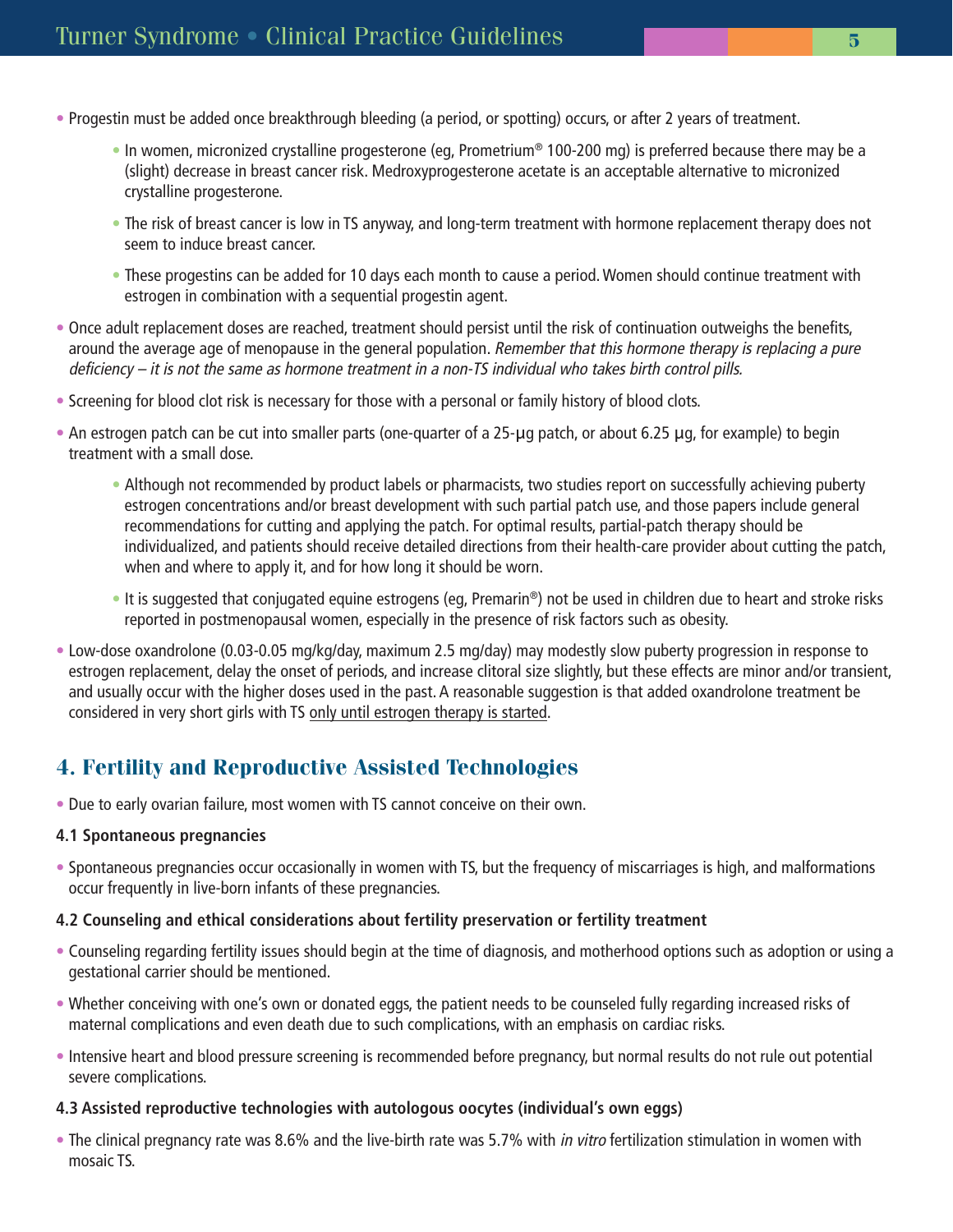- Progestin must be added once breakthrough bleeding (a period, or spotting) occurs, or after 2 years of treatment.
  - In women, micronized crystalline progesterone (eg, Prometrium® 100-200 mg) is preferred because there may be a (slight) decrease in breast cancer risk. Medroxyprogesterone acetate is an acceptable alternative to micronized crystalline progesterone.
  - The risk of breast cancer is low in TS anyway, and long-term treatment with hormone replacement therapy does not seem to induce breast cancer.
  - These progestins can be added for 10 days each month to cause a period. Women should continue treatment with estrogen in combination with a sequential progestin agent.
- Once adult replacement doses are reached, treatment should persist until the risk of continuation outweighs the benefits, around the average age of menopause in the general population. *Remember that this hormone therapy is replacing a pure deficiency – it is not the same as hormone treatment in a non-TS individual who takes birth control pills.*
- Screening for blood clot risk is necessary for those with a personal or family history of blood clots.
- An estrogen patch can be cut into smaller parts (one-quarter of a 25-µg patch, or about 6.25 µg, for example) to begin treatment with a small dose.
  - Although not recommended by product labels or pharmacists, two studies report on successfully achieving puberty estrogen concentrations and/or breast development with such partial patch use, and those papers include general recommendations for cutting and applying the patch. For optimal results, partial-patch therapy should be individualized, and patients should receive detailed directions from their health-care provider about cutting the patch, when and where to apply it, and for how long it should be worn.
  - It is suggested that conjugated equine estrogens (eg, Premarin®) not be used in children due to heart and stroke risks reported in postmenopausal women, especially in the presence of risk factors such as obesity.
- Low-dose oxandrolone (0.03-0.05 mg/kg/day, maximum 2.5 mg/day) may modestly slow puberty progression in response to estrogen replacement, delay the onset of periods, and increase clitoral size slightly, but these effects are minor and/or transient, and usually occur with the higher doses used in the past. A reasonable suggestion is that added oxandrolone treatment be considered in very short girls with TS <u>only until estrogen therapy is started</u>.

## 4. Fertility and Reproductive Assisted Technologies

- Due to early ovarian failure, most women with TS cannot conceive on their own.

### 4.1 Spontaneous pregnancies

- Spontaneous pregnancies occur occasionally in women with TS, but the frequency of miscarriages is high, and malformations occur frequently in live-born infants of these pregnancies.

### 4.2 Counseling and ethical considerations about fertility preservation or fertility treatment

- Counseling regarding fertility issues should begin at the time of diagnosis, and motherhood options such as adoption or using a gestational carrier should be mentioned.
- Whether conceiving with one's own or donated eggs, the patient needs to be counseled fully regarding increased risks of maternal complications and even death due to such complications, with an emphasis on cardiac risks.
- Intensive heart and blood pressure screening is recommended before pregnancy, but normal results do not rule out potential severe complications.

### 4.3 Assisted reproductive technologies with autologous oocytes (individual's own eggs)

- The clinical pregnancy rate was 8.6% and the live-birth rate was 5.7% with *in vitro* fertilization stimulation in women with mosaic TS.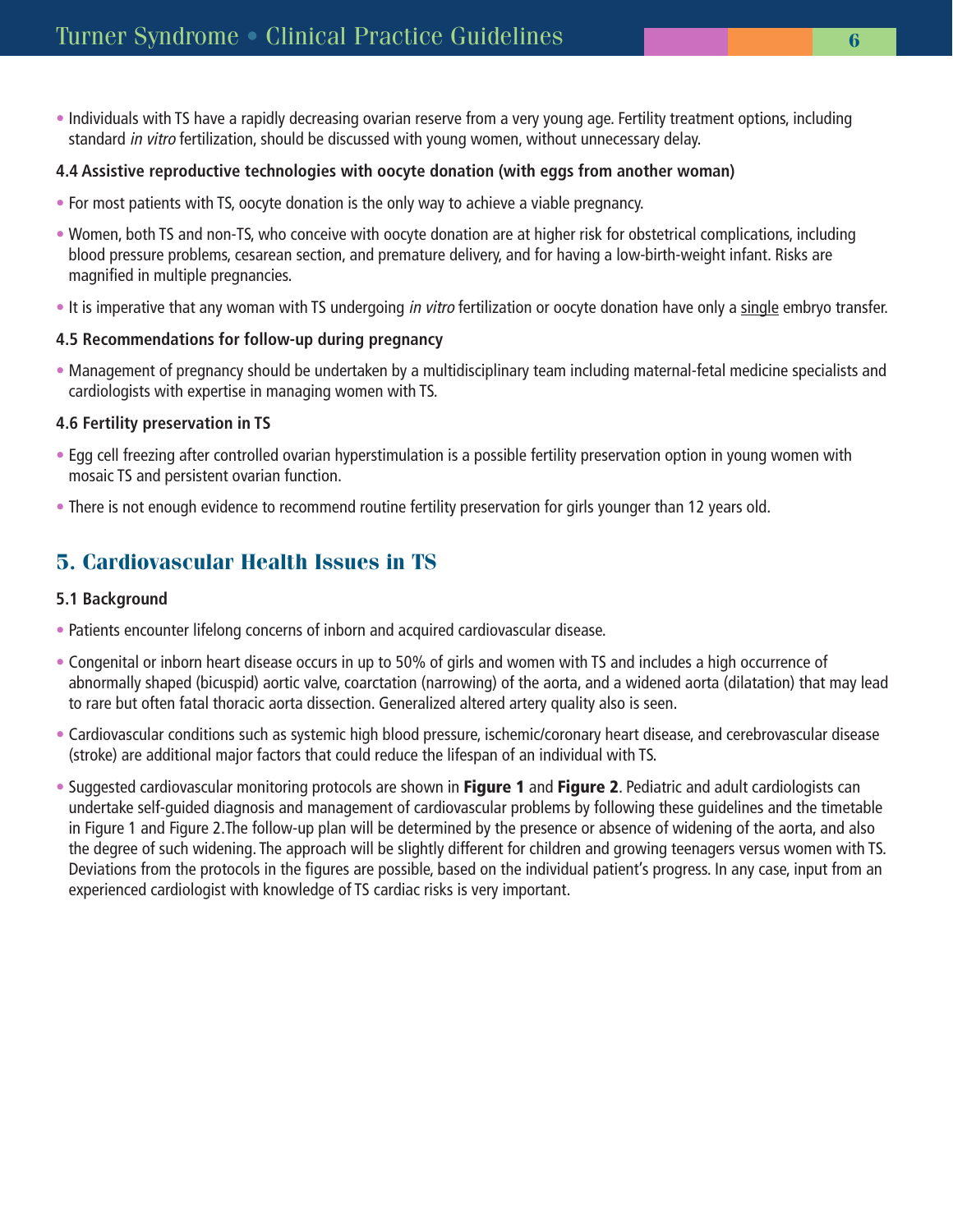- Individuals with TS have a rapidly decreasing ovarian reserve from a very young age. Fertility treatment options, including standard *in vitro* fertilization, should be discussed with young women, without unnecessary delay.

**4.4 Assistive reproductive technologies with oocyte donation (with eggs from another woman)**

- For most patients with TS, oocyte donation is the only way to achieve a viable pregnancy.
- Women, both TS and non-TS, who conceive with oocyte donation are at higher risk for obstetrical complications, including blood pressure problems, cesarean section, and premature delivery, and for having a low-birth-weight infant. Risks are magnified in multiple pregnancies.
- It is imperative that any woman with TS undergoing *in vitro* fertilization or oocyte donation have only a single embryo transfer.

**4.5 Recommendations for follow-up during pregnancy**

- Management of pregnancy should be undertaken by a multidisciplinary team including maternal-fetal medicine specialists and cardiologists with expertise in managing women with TS.

**4.6 Fertility preservation in TS**

- Egg cell freezing after controlled ovarian hyperstimulation is a possible fertility preservation option in young women with mosaic TS and persistent ovarian function.
- There is not enough evidence to recommend routine fertility preservation for girls younger than 12 years old.

## 5. Cardiovascular Health Issues in TS

**5.1 Background**

- Patients encounter lifelong concerns of inborn and acquired cardiovascular disease.
- Congenital or inborn heart disease occurs in up to 50% of girls and women with TS and includes a high occurrence of abnormally shaped (bicuspid) aortic valve, coarctation (narrowing) of the aorta, and a widened aorta (dilatation) that may lead to rare but often fatal thoracic aorta dissection. Generalized altered artery quality also is seen.
- Cardiovascular conditions such as systemic high blood pressure, ischemic/coronary heart disease, and cerebrovascular disease (stroke) are additional major factors that could reduce the lifespan of an individual with TS.
- Suggested cardiovascular monitoring protocols are shown in **Figure 1** and **Figure 2**. Pediatric and adult cardiologists can undertake self-guided diagnosis and management of cardiovascular problems by following these guidelines and the timetable in Figure 1 and Figure 2.The follow-up plan will be determined by the presence or absence of widening of the aorta, and also the degree of such widening. The approach will be slightly different for children and growing teenagers versus women with TS. Deviations from the protocols in the figures are possible, based on the individual patient's progress. In any case, input from an experienced cardiologist with knowledge of TS cardiac risks is very important.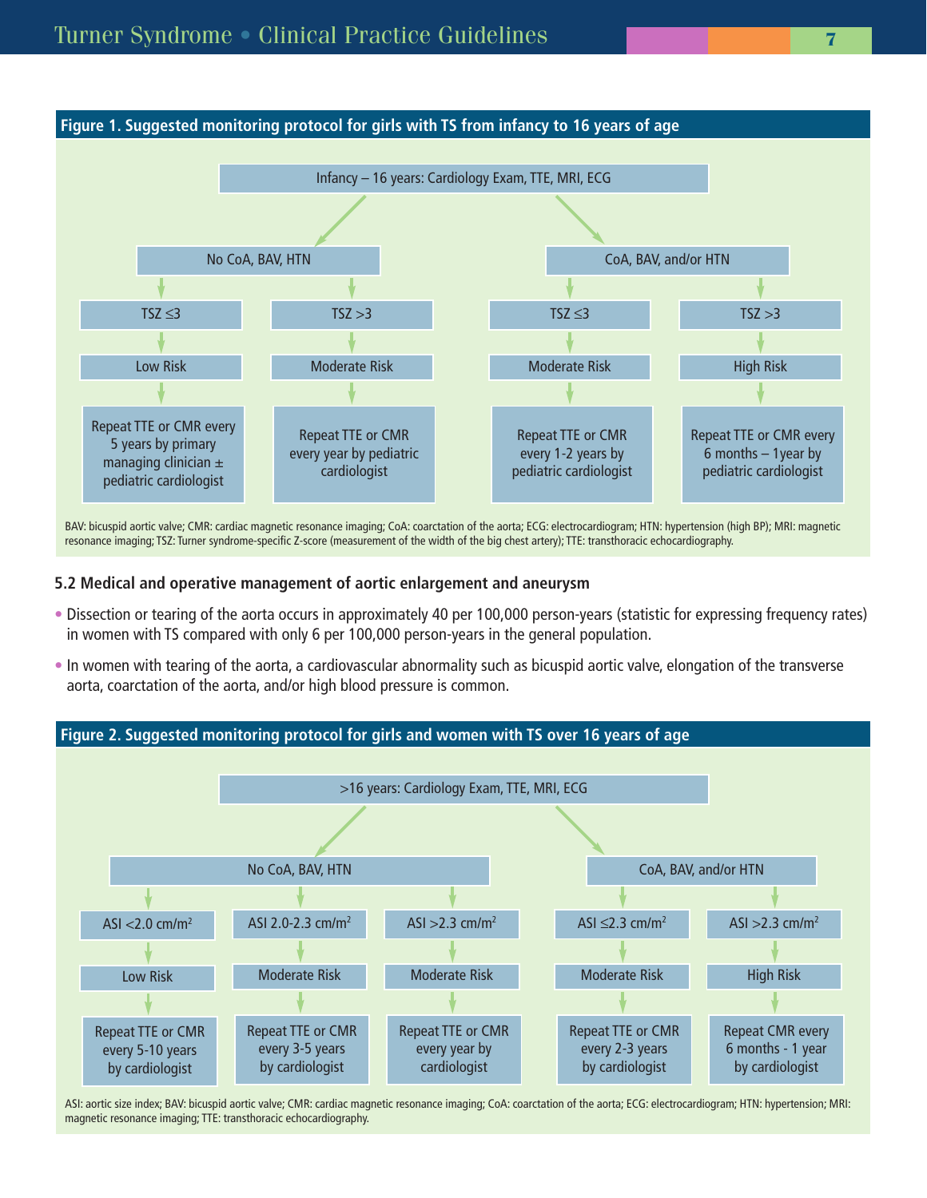**Figure 1. Suggested monitoring protocol for girls with TS from infancy to 16 years of age**

Infancy – 16 years: Cardiology Exam, TTE, MRI, ECG

| No CoA, BAV, HTN | | CoA, BAV, and/or HTN | |
|---|---|---|---|
| TSZ ≤3 | TSZ >3 | TSZ ≤3 | TSZ >3 |
| Low Risk | Moderate Risk | Moderate Risk | High Risk |
| Repeat TTE or CMR every 5 years by primary managing clinician ± pediatric cardiologist | Repeat TTE or CMR every year by pediatric cardiologist | Repeat TTE or CMR every 1-2 years by pediatric cardiologist | Repeat TTE or CMR every 6 months – 1year by pediatric cardiologist |

BAV: bicuspid aortic valve; CMR: cardiac magnetic resonance imaging; CoA: coarctation of the aorta; ECG: electrocardiogram; HTN: hypertension (high BP); MRI: magnetic resonance imaging; TSZ: Turner syndrome-specific Z-score (measurement of the width of the big chest artery); TTE: transthoracic echocardiography.

### 5.2 Medical and operative management of aortic enlargement and aneurysm

- Dissection or tearing of the aorta occurs in approximately 40 per 100,000 person-years (statistic for expressing frequency rates) in women with TS compared with only 6 per 100,000 person-years in the general population.
- In women with tearing of the aorta, a cardiovascular abnormality such as bicuspid aortic valve, elongation of the transverse aorta, coarctation of the aorta, and/or high blood pressure is common.

**Figure 2. Suggested monitoring protocol for girls and women with TS over 16 years of age**

>16 years: Cardiology Exam, TTE, MRI, ECG

| No CoA, BAV, HTN | | | CoA, BAV, and/or HTN | |
|---|---|---|---|---|
| ASI <2.0 cm/m² | ASI 2.0-2.3 cm/m² | ASI >2.3 cm/m² | ASI ≤2.3 cm/m² | ASI >2.3 cm/m² |
| Low Risk | Moderate Risk | Moderate Risk | Moderate Risk | High Risk |
| Repeat TTE or CMR every 5-10 years by cardiologist | Repeat TTE or CMR every 3-5 years by cardiologist | Repeat TTE or CMR every year by cardiologist | Repeat TTE or CMR every 2-3 years by cardiologist | Repeat CMR every 6 months - 1 year by cardiologist |

ASI: aortic size index; BAV: bicuspid aortic valve; CMR: cardiac magnetic resonance imaging; CoA: coarctation of the aorta; ECG: electrocardiogram; HTN: hypertension; MRI: magnetic resonance imaging; TTE: transthoracic echocardiography.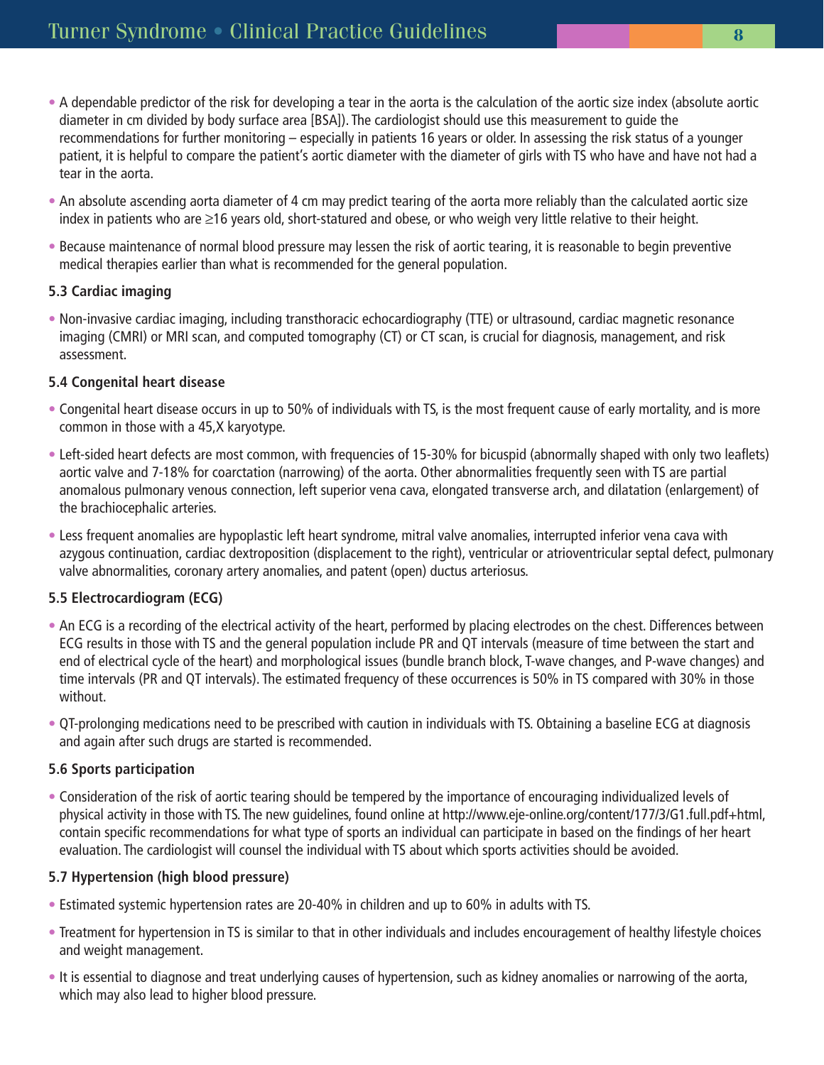- A dependable predictor of the risk for developing a tear in the aorta is the calculation of the aortic size index (absolute aortic diameter in cm divided by body surface area [BSA]). The cardiologist should use this measurement to guide the recommendations for further monitoring – especially in patients 16 years or older. In assessing the risk status of a younger patient, it is helpful to compare the patient's aortic diameter with the diameter of girls with TS who have and have not had a tear in the aorta.
- An absolute ascending aorta diameter of 4 cm may predict tearing of the aorta more reliably than the calculated aortic size index in patients who are ≥16 years old, short-statured and obese, or who weigh very little relative to their height.
- Because maintenance of normal blood pressure may lessen the risk of aortic tearing, it is reasonable to begin preventive medical therapies earlier than what is recommended for the general population.

### 5.3 Cardiac imaging

- Non-invasive cardiac imaging, including transthoracic echocardiography (TTE) or ultrasound, cardiac magnetic resonance imaging (CMRI) or MRI scan, and computed tomography (CT) or CT scan, is crucial for diagnosis, management, and risk assessment.

### 5.4 Congenital heart disease

- Congenital heart disease occurs in up to 50% of individuals with TS, is the most frequent cause of early mortality, and is more common in those with a 45,X karyotype.
- Left-sided heart defects are most common, with frequencies of 15-30% for bicuspid (abnormally shaped with only two leaflets) aortic valve and 7-18% for coarctation (narrowing) of the aorta. Other abnormalities frequently seen with TS are partial anomalous pulmonary venous connection, left superior vena cava, elongated transverse arch, and dilatation (enlargement) of the brachiocephalic arteries.
- Less frequent anomalies are hypoplastic left heart syndrome, mitral valve anomalies, interrupted inferior vena cava with azygous continuation, cardiac dextroposition (displacement to the right), ventricular or atrioventricular septal defect, pulmonary valve abnormalities, coronary artery anomalies, and patent (open) ductus arteriosus.

### 5.5 Electrocardiogram (ECG)

- An ECG is a recording of the electrical activity of the heart, performed by placing electrodes on the chest. Differences between ECG results in those with TS and the general population include PR and QT intervals (measure of time between the start and end of electrical cycle of the heart) and morphological issues (bundle branch block, T-wave changes, and P-wave changes) and time intervals (PR and QT intervals). The estimated frequency of these occurrences is 50% in TS compared with 30% in those without.
- QT-prolonging medications need to be prescribed with caution in individuals with TS. Obtaining a baseline ECG at diagnosis and again after such drugs are started is recommended.

### 5.6 Sports participation

- Consideration of the risk of aortic tearing should be tempered by the importance of encouraging individualized levels of physical activity in those with TS. The new guidelines, found online at http://www.eje-online.org/content/177/3/G1.full.pdf+html, contain specific recommendations for what type of sports an individual can participate in based on the findings of her heart evaluation. The cardiologist will counsel the individual with TS about which sports activities should be avoided.

### 5.7 Hypertension (high blood pressure)

- Estimated systemic hypertension rates are 20-40% in children and up to 60% in adults with TS.
- Treatment for hypertension in TS is similar to that in other individuals and includes encouragement of healthy lifestyle choices and weight management.
- It is essential to diagnose and treat underlying causes of hypertension, such as kidney anomalies or narrowing of the aorta, which may also lead to higher blood pressure.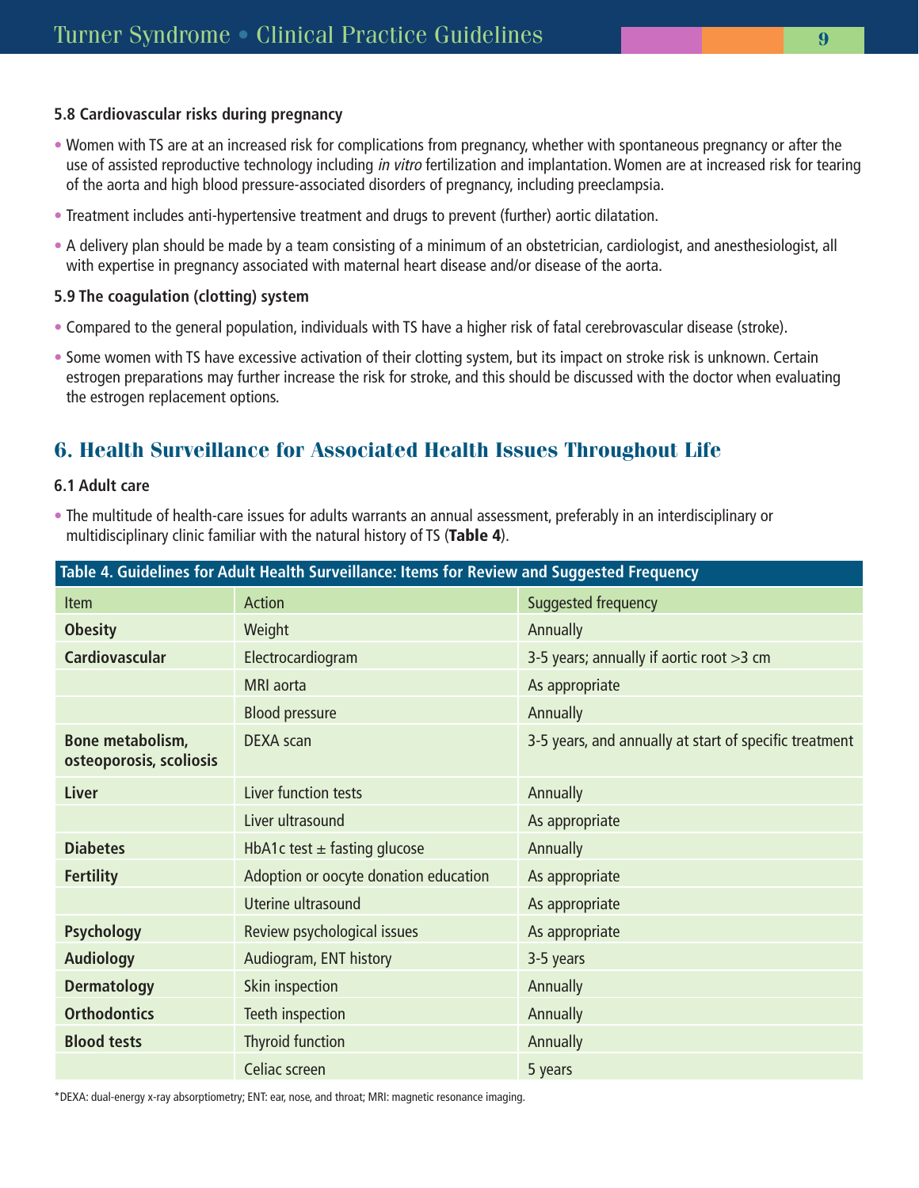### 5.8 Cardiovascular risks during pregnancy

- Women with TS are at an increased risk for complications from pregnancy, whether with spontaneous pregnancy or after the use of assisted reproductive technology including *in vitro* fertilization and implantation. Women are at increased risk for tearing of the aorta and high blood pressure-associated disorders of pregnancy, including preeclampsia.
- Treatment includes anti-hypertensive treatment and drugs to prevent (further) aortic dilatation.
- A delivery plan should be made by a team consisting of a minimum of an obstetrician, cardiologist, and anesthesiologist, all with expertise in pregnancy associated with maternal heart disease and/or disease of the aorta.

### 5.9 The coagulation (clotting) system

- Compared to the general population, individuals with TS have a higher risk of fatal cerebrovascular disease (stroke).
- Some women with TS have excessive activation of their clotting system, but its impact on stroke risk is unknown. Certain estrogen preparations may further increase the risk for stroke, and this should be discussed with the doctor when evaluating the estrogen replacement options.

## 6. Health Surveillance for Associated Health Issues Throughout Life

### 6.1 Adult care

- The multitude of health-care issues for adults warrants an annual assessment, preferably in an interdisciplinary or multidisciplinary clinic familiar with the natural history of TS (**Table 4**).

**Table 4. Guidelines for Adult Health Surveillance: Items for Review and Suggested Frequency**

| Item | Action | Suggested frequency |
|---|---|---|
| **Obesity** | Weight | Annually |
| **Cardiovascular** | Electrocardiogram | 3-5 years; annually if aortic root >3 cm |
| | MRI aorta | As appropriate |
| | Blood pressure | Annually |
| **Bone metabolism, osteoporosis, scoliosis** | DEXA scan | 3-5 years, and annually at start of specific treatment |
| **Liver** | Liver function tests | Annually |
| | Liver ultrasound | As appropriate |
| **Diabetes** | HbA1c test ± fasting glucose | Annually |
| **Fertility** | Adoption or oocyte donation education | As appropriate |
| | Uterine ultrasound | As appropriate |
| **Psychology** | Review psychological issues | As appropriate |
| **Audiology** | Audiogram, ENT history | 3-5 years |
| **Dermatology** | Skin inspection | Annually |
| **Orthodontics** | Teeth inspection | Annually |
| **Blood tests** | Thyroid function | Annually |
| | Celiac screen | 5 years |

*DEXA: dual-energy x-ray absorptiometry; ENT: ear, nose, and throat; MRI: magnetic resonance imaging.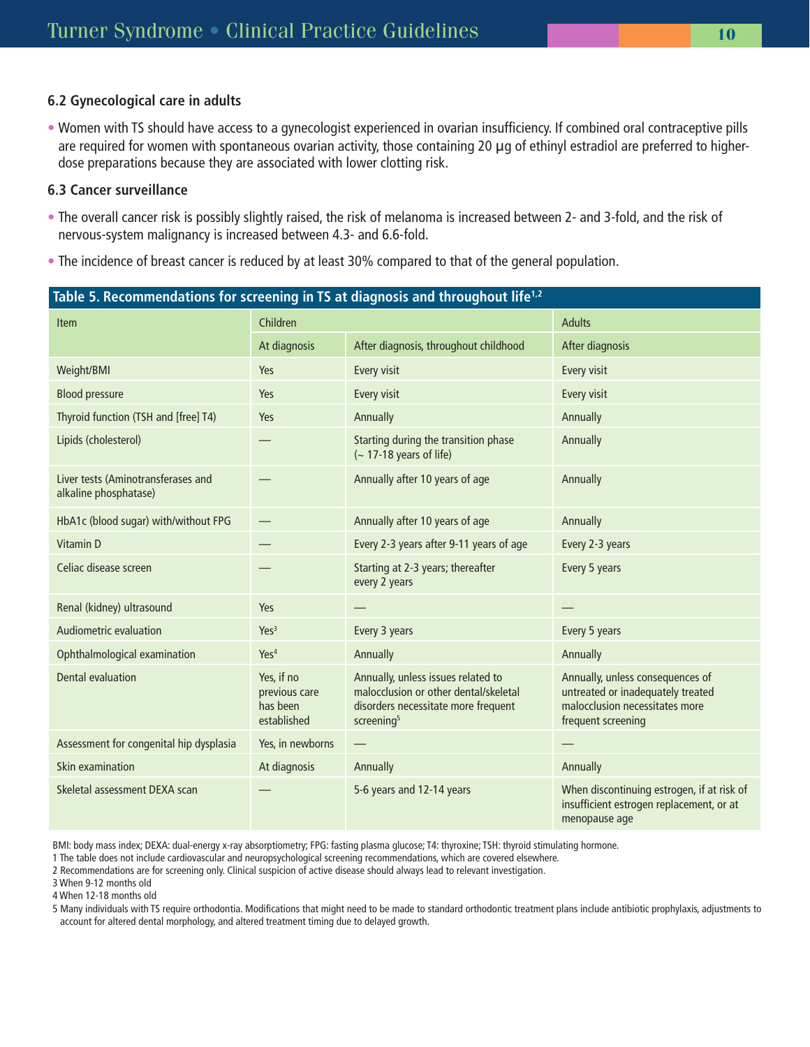### 6.2 Gynecological care in adults

- Women with TS should have access to a gynecologist experienced in ovarian insufficiency. If combined oral contraceptive pills are required for women with spontaneous ovarian activity, those containing 20 µg of ethinyl estradiol are preferred to higher-dose preparations because they are associated with lower clotting risk.

### 6.3 Cancer surveillance

- The overall cancer risk is possibly slightly raised, the risk of melanoma is increased between 2- and 3-fold, and the risk of nervous-system malignancy is increased between 4.3- and 6.6-fold.
- The incidence of breast cancer is reduced by at least 30% compared to that of the general population.

**Table 5. Recommendations for screening in TS at diagnosis and throughout life[1,2]**

| Item | Children | | Adults |
|---|---|---|---|
| | At diagnosis | After diagnosis, throughout childhood | After diagnosis |
| Weight/BMI | Yes | Every visit | Every visit |
| Blood pressure | Yes | Every visit | Every visit |
| Thyroid function (TSH and [free] T4) | Yes | Annually | Annually |
| Lipids (cholesterol) | — | Starting during the transition phase (~ 17-18 years of life) | Annually |
| Liver tests (Aminotransferases and alkaline phosphatase) | — | Annually after 10 years of age | Annually |
| HbA1c (blood sugar) with/without FPG | — | Annually after 10 years of age | Annually |
| Vitamin D | — | Every 2-3 years after 9-11 years of age | Every 2-3 years |
| Celiac disease screen | — | Starting at 2-3 years; thereafter every 2 years | Every 5 years |
| Renal (kidney) ultrasound | Yes | — | — |
| Audiometric evaluation | Yes[3] | Every 3 years | Every 5 years |
| Ophthalmological examination | Yes[4] | Annually | Annually |
| Dental evaluation | Yes, if no previous care has been established | Annually, unless issues related to malocclusion or other dental/skeletal disorders necessitate more frequent screening[5] | Annually, unless consequences of untreated or inadequately treated malocclusion necessitates more frequent screening |
| Assessment for congenital hip dysplasia | Yes, in newborns | — | — |
| Skin examination | At diagnosis | Annually | Annually |
| Skeletal assessment DEXA scan | — | 5-6 years and 12-14 years | When discontinuing estrogen, if at risk of insufficient estrogen replacement, or at menopause age |

BMI: body mass index; DEXA: dual-energy x-ray absorptiometry; FPG: fasting plasma glucose; T4: thyroxine; TSH: thyroid stimulating hormone.

1 The table does not include cardiovascular and neuropsychological screening recommendations, which are covered elsewhere.

2 Recommendations are for screening only. Clinical suspicion of active disease should always lead to relevant investigation.

3 When 9-12 months old

4 When 12-18 months old

5 Many individuals with TS require orthodontia. Modifications that might need to be made to standard orthodontic treatment plans include antibiotic prophylaxis, adjustments to account for altered dental morphology, and altered treatment timing due to delayed growth.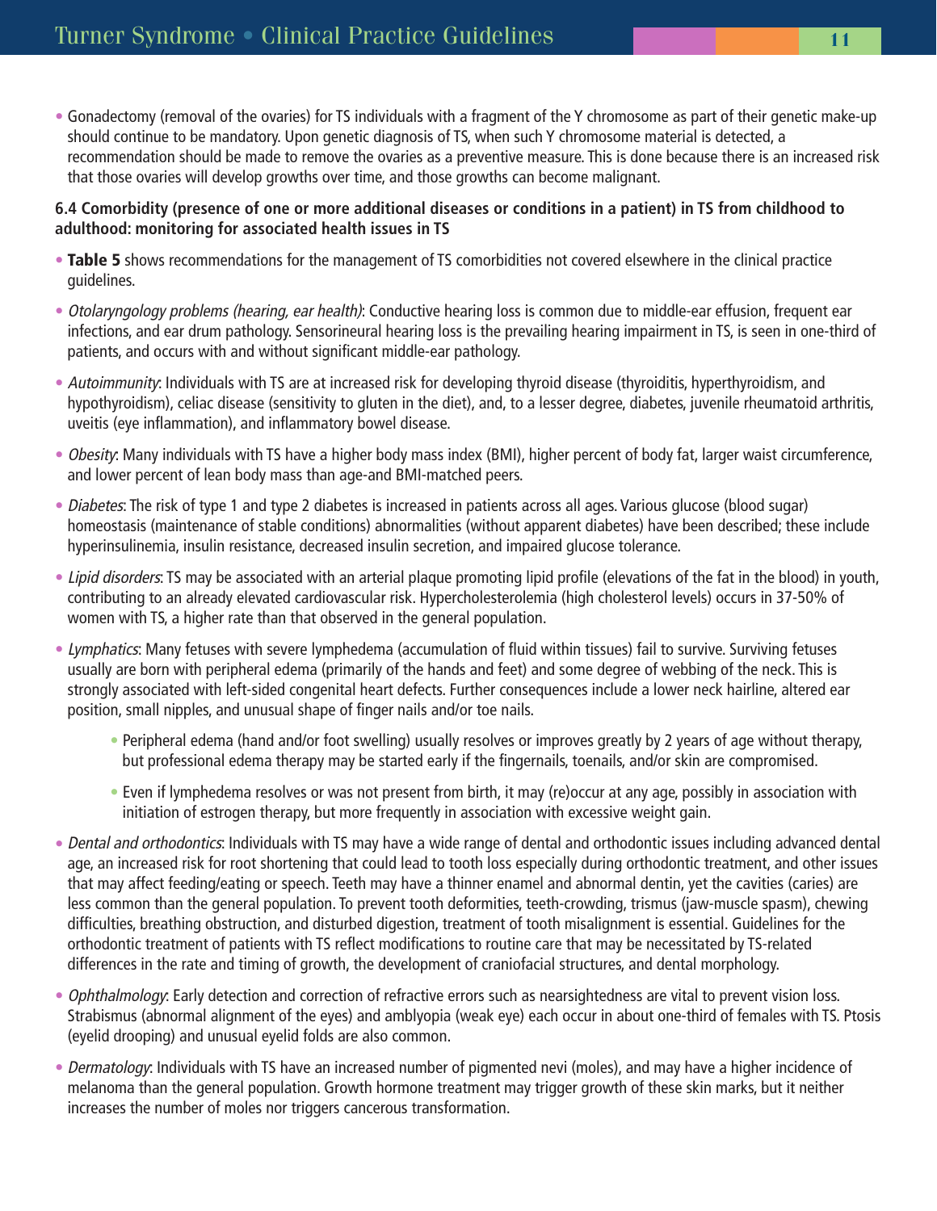- Gonadectomy (removal of the ovaries) for TS individuals with a fragment of the Y chromosome as part of their genetic make-up should continue to be mandatory. Upon genetic diagnosis of TS, when such Y chromosome material is detected, a recommendation should be made to remove the ovaries as a preventive measure. This is done because there is an increased risk that those ovaries will develop growths over time, and those growths can become malignant.

**6.4 Comorbidity (presence of one or more additional diseases or conditions in a patient) in TS from childhood to adulthood: monitoring for associated health issues in TS**

- **Table 5** shows recommendations for the management of TS comorbidities not covered elsewhere in the clinical practice guidelines.
- *Otolaryngology problems (hearing, ear health)*: Conductive hearing loss is common due to middle-ear effusion, frequent ear infections, and ear drum pathology. Sensorineural hearing loss is the prevailing hearing impairment in TS, is seen in one-third of patients, and occurs with and without significant middle-ear pathology.
- *Autoimmunity*: Individuals with TS are at increased risk for developing thyroid disease (thyroiditis, hyperthyroidism, and hypothyroidism), celiac disease (sensitivity to gluten in the diet), and, to a lesser degree, diabetes, juvenile rheumatoid arthritis, uveitis (eye inflammation), and inflammatory bowel disease.
- *Obesity*: Many individuals with TS have a higher body mass index (BMI), higher percent of body fat, larger waist circumference, and lower percent of lean body mass than age-and BMI-matched peers.
- *Diabetes*: The risk of type 1 and type 2 diabetes is increased in patients across all ages. Various glucose (blood sugar) homeostasis (maintenance of stable conditions) abnormalities (without apparent diabetes) have been described; these include hyperinsulinemia, insulin resistance, decreased insulin secretion, and impaired glucose tolerance.
- *Lipid disorders*: TS may be associated with an arterial plaque promoting lipid profile (elevations of the fat in the blood) in youth, contributing to an already elevated cardiovascular risk. Hypercholesterolemia (high cholesterol levels) occurs in 37-50% of women with TS, a higher rate than that observed in the general population.
- *Lymphatics*: Many fetuses with severe lymphedema (accumulation of fluid within tissues) fail to survive. Surviving fetuses usually are born with peripheral edema (primarily of the hands and feet) and some degree of webbing of the neck. This is strongly associated with left-sided congenital heart defects. Further consequences include a lower neck hairline, altered ear position, small nipples, and unusual shape of finger nails and/or toe nails.
  - Peripheral edema (hand and/or foot swelling) usually resolves or improves greatly by 2 years of age without therapy, but professional edema therapy may be started early if the fingernails, toenails, and/or skin are compromised.
  - Even if lymphedema resolves or was not present from birth, it may (re)occur at any age, possibly in association with initiation of estrogen therapy, but more frequently in association with excessive weight gain.
- *Dental and orthodontics*: Individuals with TS may have a wide range of dental and orthodontic issues including advanced dental age, an increased risk for root shortening that could lead to tooth loss especially during orthodontic treatment, and other issues that may affect feeding/eating or speech. Teeth may have a thinner enamel and abnormal dentin, yet the cavities (caries) are less common than the general population. To prevent tooth deformities, teeth-crowding, trismus (jaw-muscle spasm), chewing difficulties, breathing obstruction, and disturbed digestion, treatment of tooth misalignment is essential. Guidelines for the orthodontic treatment of patients with TS reflect modifications to routine care that may be necessitated by TS-related differences in the rate and timing of growth, the development of craniofacial structures, and dental morphology.
- *Ophthalmology*: Early detection and correction of refractive errors such as nearsightedness are vital to prevent vision loss. Strabismus (abnormal alignment of the eyes) and amblyopia (weak eye) each occur in about one-third of females with TS. Ptosis (eyelid drooping) and unusual eyelid folds are also common.
- *Dermatology*: Individuals with TS have an increased number of pigmented nevi (moles), and may have a higher incidence of melanoma than the general population. Growth hormone treatment may trigger growth of these skin marks, but it neither increases the number of moles nor triggers cancerous transformation.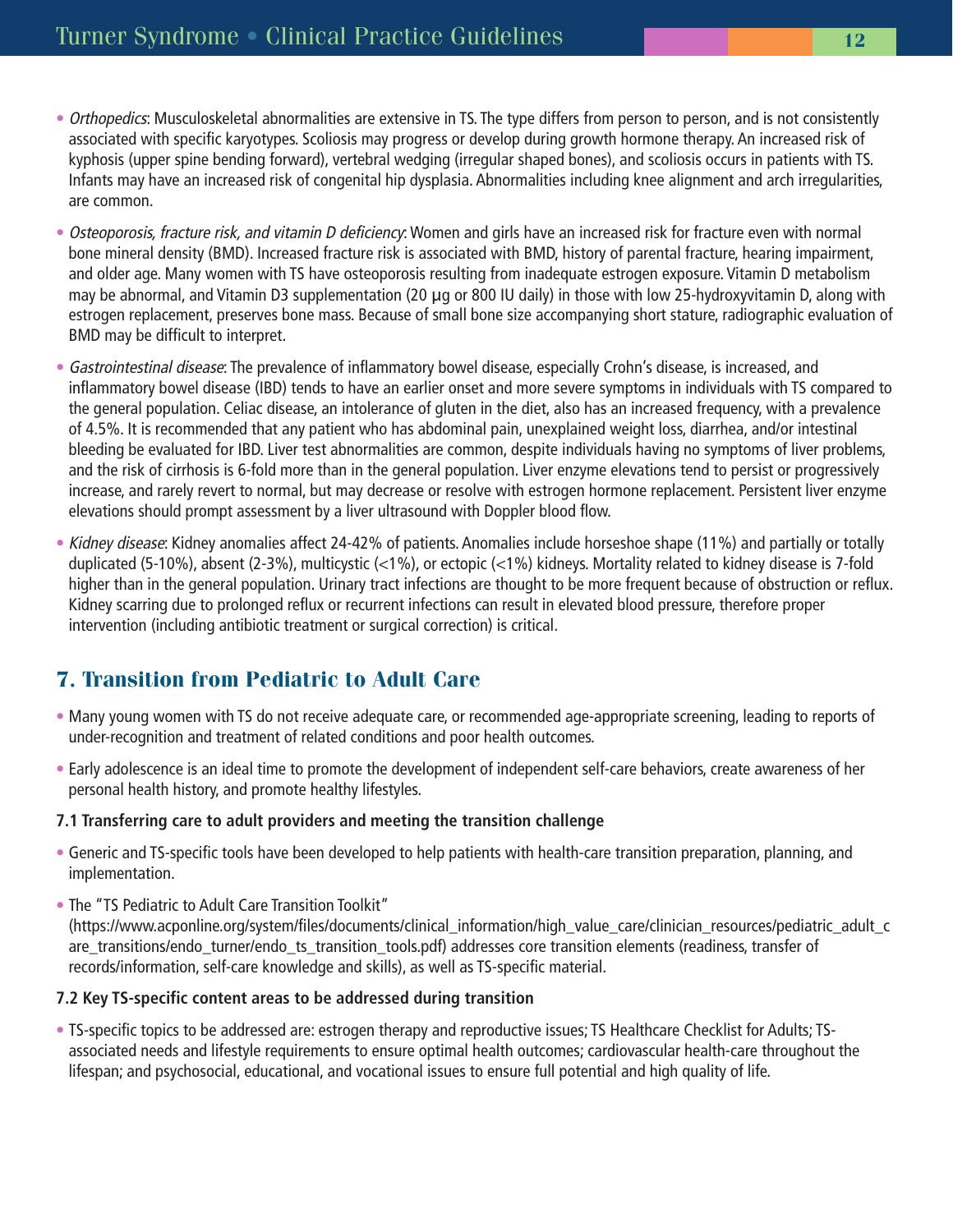- *Orthopedics*: Musculoskeletal abnormalities are extensive in TS. The type differs from person to person, and is not consistently associated with specific karyotypes. Scoliosis may progress or develop during growth hormone therapy. An increased risk of kyphosis (upper spine bending forward), vertebral wedging (irregular shaped bones), and scoliosis occurs in patients with TS. Infants may have an increased risk of congenital hip dysplasia. Abnormalities including knee alignment and arch irregularities, are common.

- *Osteoporosis, fracture risk, and vitamin D deficiency*: Women and girls have an increased risk for fracture even with normal bone mineral density (BMD). Increased fracture risk is associated with BMD, history of parental fracture, hearing impairment, and older age. Many women with TS have osteoporosis resulting from inadequate estrogen exposure. Vitamin D metabolism may be abnormal, and Vitamin D3 supplementation (20 µg or 800 IU daily) in those with low 25-hydroxyvitamin D, along with estrogen replacement, preserves bone mass. Because of small bone size accompanying short stature, radiographic evaluation of BMD may be difficult to interpret.

- *Gastrointestinal disease*: The prevalence of inflammatory bowel disease, especially Crohn's disease, is increased, and inflammatory bowel disease (IBD) tends to have an earlier onset and more severe symptoms in individuals with TS compared to the general population. Celiac disease, an intolerance of gluten in the diet, also has an increased frequency, with a prevalence of 4.5%. It is recommended that any patient who has abdominal pain, unexplained weight loss, diarrhea, and/or intestinal bleeding be evaluated for IBD. Liver test abnormalities are common, despite individuals having no symptoms of liver problems, and the risk of cirrhosis is 6-fold more than in the general population. Liver enzyme elevations tend to persist or progressively increase, and rarely revert to normal, but may decrease or resolve with estrogen hormone replacement. Persistent liver enzyme elevations should prompt assessment by a liver ultrasound with Doppler blood flow.

- *Kidney disease*: Kidney anomalies affect 24-42% of patients. Anomalies include horseshoe shape (11%) and partially or totally duplicated (5-10%), absent (2-3%), multicystic (<1%), or ectopic (<1%) kidneys. Mortality related to kidney disease is 7-fold higher than in the general population. Urinary tract infections are thought to be more frequent because of obstruction or reflux. Kidney scarring due to prolonged reflux or recurrent infections can result in elevated blood pressure, therefore proper intervention (including antibiotic treatment or surgical correction) is critical.

## 7. Transition from Pediatric to Adult Care

- Many young women with TS do not receive adequate care, or recommended age-appropriate screening, leading to reports of under-recognition and treatment of related conditions and poor health outcomes.

- Early adolescence is an ideal time to promote the development of independent self-care behaviors, create awareness of her personal health history, and promote healthy lifestyles.

### 7.1 Transferring care to adult providers and meeting the transition challenge

- Generic and TS-specific tools have been developed to help patients with health-care transition preparation, planning, and implementation.

- The "TS Pediatric to Adult Care Transition Toolkit" (https://www.acponline.org/system/files/documents/clinical_information/high_value_care/clinician_resources/pediatric_adult_care_transitions/endo_turner/endo_ts_transition_tools.pdf) addresses core transition elements (readiness, transfer of records/information, self-care knowledge and skills), as well as TS-specific material.

### 7.2 Key TS-specific content areas to be addressed during transition

- TS-specific topics to be addressed are: estrogen therapy and reproductive issues; TS Healthcare Checklist for Adults; TS-associated needs and lifestyle requirements to ensure optimal health outcomes; cardiovascular health-care throughout the lifespan; and psychosocial, educational, and vocational issues to ensure full potential and high quality of life.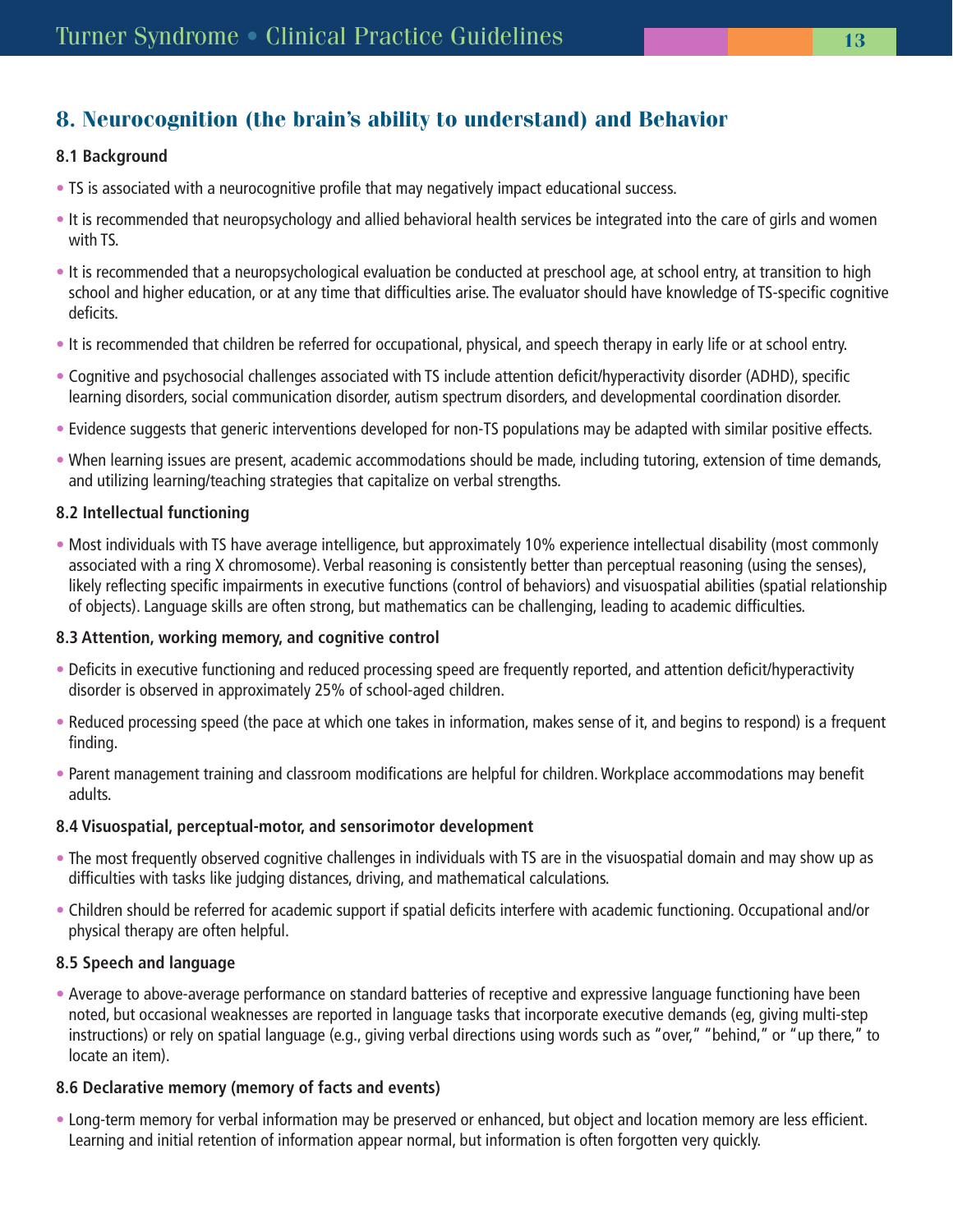## 8. Neurocognition (the brain's ability to understand) and Behavior

### 8.1 Background

- TS is associated with a neurocognitive profile that may negatively impact educational success.
- It is recommended that neuropsychology and allied behavioral health services be integrated into the care of girls and women with TS.
- It is recommended that a neuropsychological evaluation be conducted at preschool age, at school entry, at transition to high school and higher education, or at any time that difficulties arise. The evaluator should have knowledge of TS-specific cognitive deficits.
- It is recommended that children be referred for occupational, physical, and speech therapy in early life or at school entry.
- Cognitive and psychosocial challenges associated with TS include attention deficit/hyperactivity disorder (ADHD), specific learning disorders, social communication disorder, autism spectrum disorders, and developmental coordination disorder.
- Evidence suggests that generic interventions developed for non-TS populations may be adapted with similar positive effects.
- When learning issues are present, academic accommodations should be made, including tutoring, extension of time demands, and utilizing learning/teaching strategies that capitalize on verbal strengths.

### 8.2 Intellectual functioning

- Most individuals with TS have average intelligence, but approximately 10% experience intellectual disability (most commonly associated with a ring X chromosome). Verbal reasoning is consistently better than perceptual reasoning (using the senses), likely reflecting specific impairments in executive functions (control of behaviors) and visuospatial abilities (spatial relationship of objects). Language skills are often strong, but mathematics can be challenging, leading to academic difficulties.

### 8.3 Attention, working memory, and cognitive control

- Deficits in executive functioning and reduced processing speed are frequently reported, and attention deficit/hyperactivity disorder is observed in approximately 25% of school-aged children.
- Reduced processing speed (the pace at which one takes in information, makes sense of it, and begins to respond) is a frequent finding.
- Parent management training and classroom modifications are helpful for children. Workplace accommodations may benefit adults.

### 8.4 Visuospatial, perceptual-motor, and sensorimotor development

- The most frequently observed cognitive challenges in individuals with TS are in the visuospatial domain and may show up as difficulties with tasks like judging distances, driving, and mathematical calculations.
- Children should be referred for academic support if spatial deficits interfere with academic functioning. Occupational and/or physical therapy are often helpful.

### 8.5 Speech and language

- Average to above-average performance on standard batteries of receptive and expressive language functioning have been noted, but occasional weaknesses are reported in language tasks that incorporate executive demands (eg, giving multi-step instructions) or rely on spatial language (e.g., giving verbal directions using words such as "over," "behind," or "up there," to locate an item).

### 8.6 Declarative memory (memory of facts and events)

- Long-term memory for verbal information may be preserved or enhanced, but object and location memory are less efficient. Learning and initial retention of information appear normal, but information is often forgotten very quickly.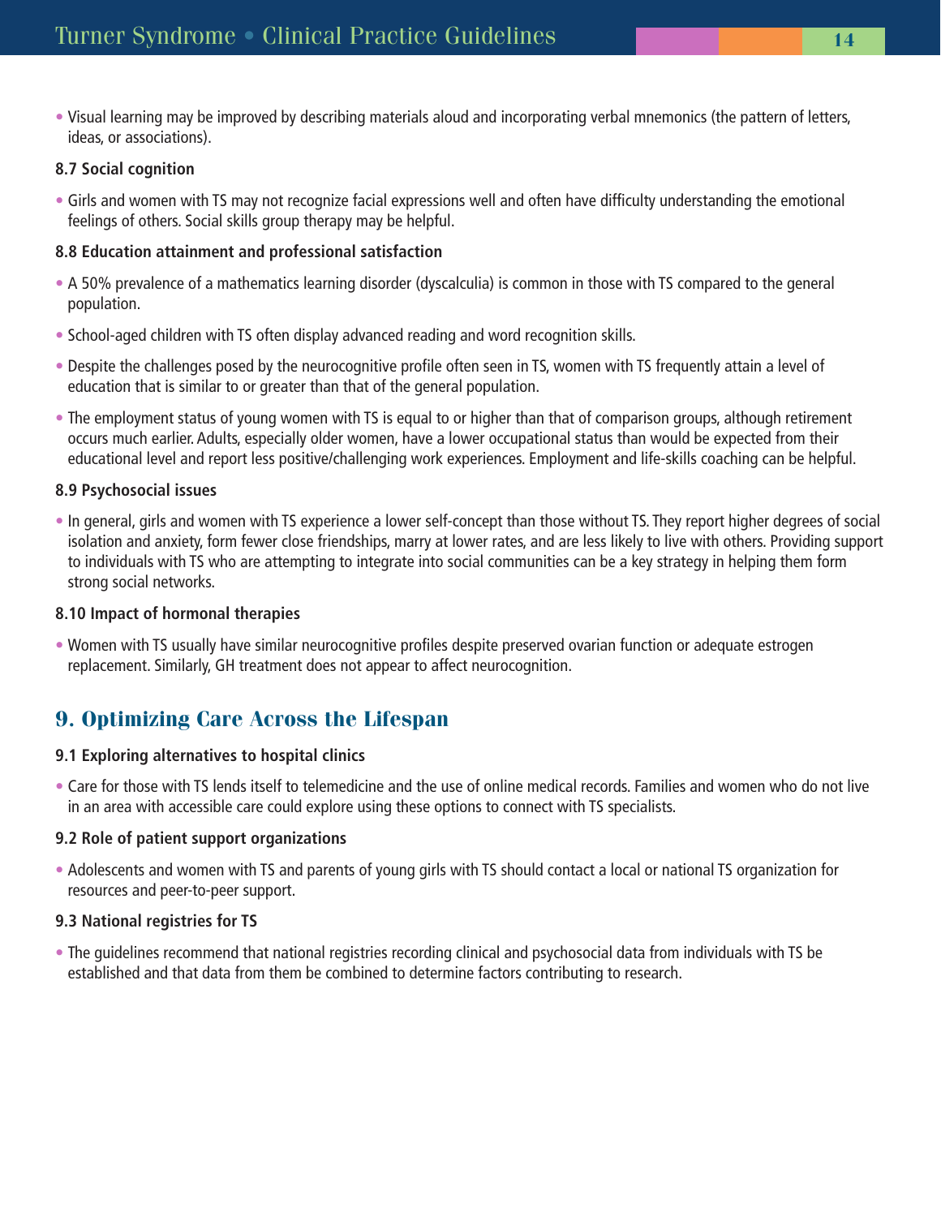- Visual learning may be improved by describing materials aloud and incorporating verbal mnemonics (the pattern of letters, ideas, or associations).

**8.7 Social cognition**

- Girls and women with TS may not recognize facial expressions well and often have difficulty understanding the emotional feelings of others. Social skills group therapy may be helpful.

**8.8 Education attainment and professional satisfaction**

- A 50% prevalence of a mathematics learning disorder (dyscalculia) is common in those with TS compared to the general population.
- School-aged children with TS often display advanced reading and word recognition skills.
- Despite the challenges posed by the neurocognitive profile often seen in TS, women with TS frequently attain a level of education that is similar to or greater than that of the general population.
- The employment status of young women with TS is equal to or higher than that of comparison groups, although retirement occurs much earlier. Adults, especially older women, have a lower occupational status than would be expected from their educational level and report less positive/challenging work experiences. Employment and life-skills coaching can be helpful.

**8.9 Psychosocial issues**

- In general, girls and women with TS experience a lower self-concept than those without TS. They report higher degrees of social isolation and anxiety, form fewer close friendships, marry at lower rates, and are less likely to live with others. Providing support to individuals with TS who are attempting to integrate into social communities can be a key strategy in helping them form strong social networks.

**8.10 Impact of hormonal therapies**

- Women with TS usually have similar neurocognitive profiles despite preserved ovarian function or adequate estrogen replacement. Similarly, GH treatment does not appear to affect neurocognition.

## 9. Optimizing Care Across the Lifespan

**9.1 Exploring alternatives to hospital clinics**

- Care for those with TS lends itself to telemedicine and the use of online medical records. Families and women who do not live in an area with accessible care could explore using these options to connect with TS specialists.

**9.2 Role of patient support organizations**

- Adolescents and women with TS and parents of young girls with TS should contact a local or national TS organization for resources and peer-to-peer support.

**9.3 National registries for TS**

- The guidelines recommend that national registries recording clinical and psychosocial data from individuals with TS be established and that data from them be combined to determine factors contributing to research.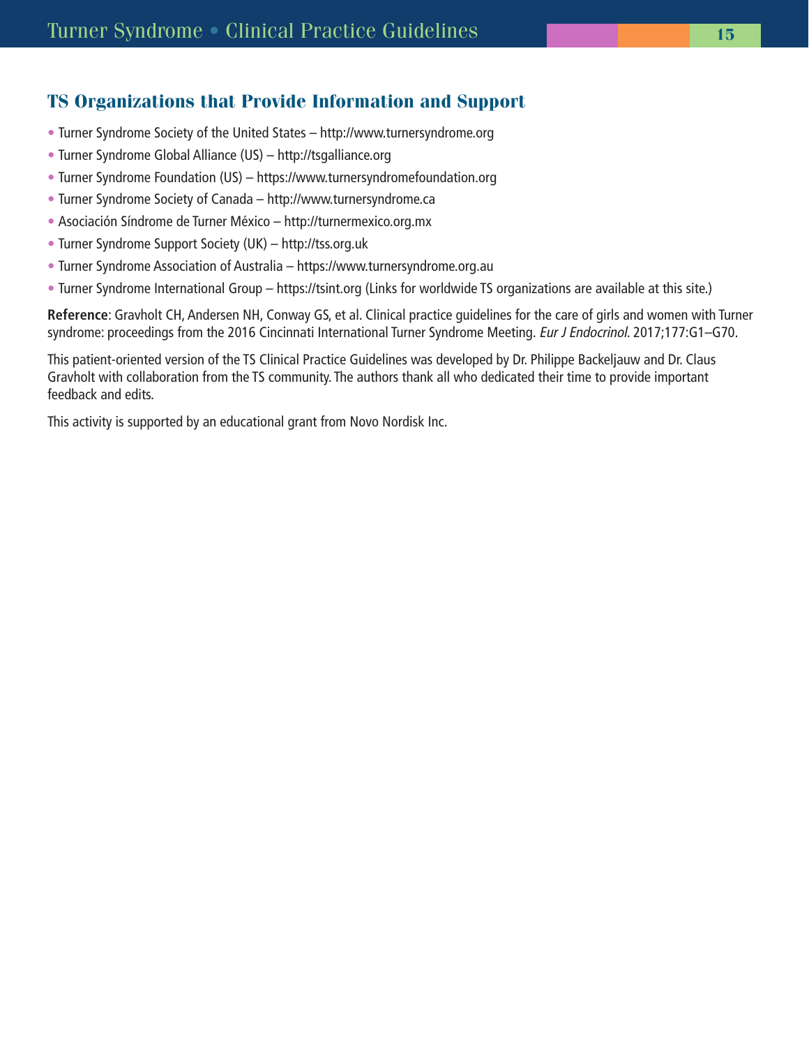## TS Organizations that Provide Information and Support

- Turner Syndrome Society of the United States – http://www.turnersyndrome.org
- Turner Syndrome Global Alliance (US) – http://tsgalliance.org
- Turner Syndrome Foundation (US) – https://www.turnersyndromefoundation.org
- Turner Syndrome Society of Canada – http://www.turnersyndrome.ca
- Asociación Síndrome de Turner México – http://turnermexico.org.mx
- Turner Syndrome Support Society (UK) – http://tss.org.uk
- Turner Syndrome Association of Australia – https://www.turnersyndrome.org.au
- Turner Syndrome International Group – https://tsint.org (Links for worldwide TS organizations are available at this site.)

**Reference**: Gravholt CH, Andersen NH, Conway GS, et al. Clinical practice guidelines for the care of girls and women with Turner syndrome: proceedings from the 2016 Cincinnati International Turner Syndrome Meeting. *Eur J Endocrinol*. 2017;177:G1–G70.

This patient-oriented version of the TS Clinical Practice Guidelines was developed by Dr. Philippe Backeljauw and Dr. Claus Gravholt with collaboration from the TS community. The authors thank all who dedicated their time to provide important feedback and edits.

This activity is supported by an educational grant from Novo Nordisk Inc.